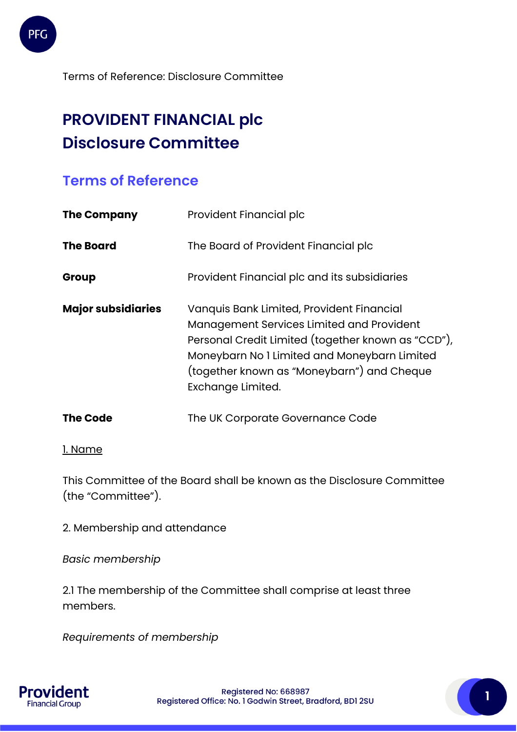Terms of Reference: Disclosure Committee

# PROVIDENT FINANCIAL plc
# Disclosure Committee

## Terms of Reference

| | |
|---|---|
| **The Company** | Provident Financial plc |
| **The Board** | The Board of Provident Financial plc |
| **Group** | Provident Financial plc and its subsidiaries |
| **Major subsidiaries** | Vanquis Bank Limited, Provident Financial Management Services Limited and Provident Personal Credit Limited (together known as "CCD"), Moneybarn No 1 Limited and Moneybarn Limited (together known as "Moneybarn") and Cheque Exchange Limited. |
| **The Code** | The UK Corporate Governance Code |

1. Name

This Committee of the Board shall be known as the Disclosure Committee (the "Committee").

2. Membership and attendance

*Basic membership*

2.1 The membership of the Committee shall comprise at least three members.

*Requirements of membership*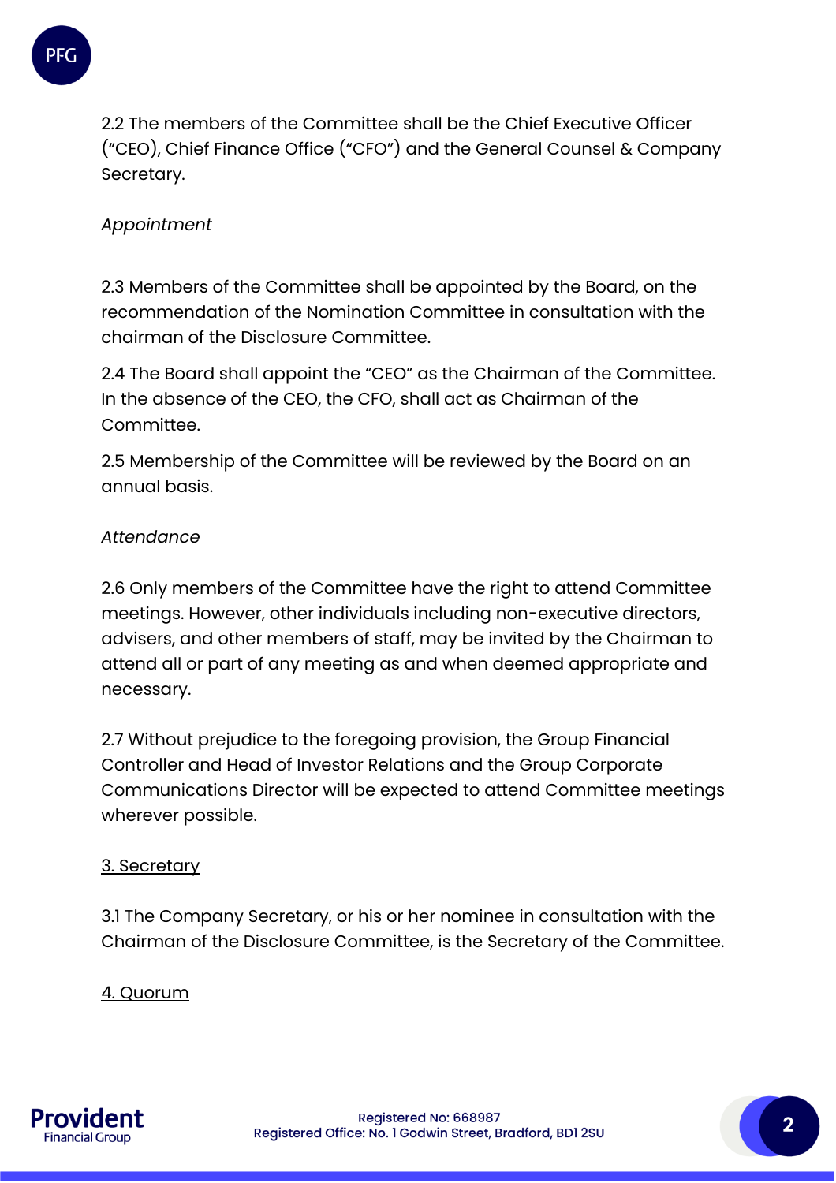2.2 The members of the Committee shall be the Chief Executive Officer ("CEO"), Chief Finance Office ("CFO") and the General Counsel & Company Secretary.

*Appointment*

2.3 Members of the Committee shall be appointed by the Board, on the recommendation of the Nomination Committee in consultation with the chairman of the Disclosure Committee.

2.4 The Board shall appoint the "CEO" as the Chairman of the Committee. In the absence of the CEO, the CFO, shall act as Chairman of the Committee.

2.5 Membership of the Committee will be reviewed by the Board on an annual basis.

*Attendance*

2.6 Only members of the Committee have the right to attend Committee meetings. However, other individuals including non-executive directors, advisers, and other members of staff, may be invited by the Chairman to attend all or part of any meeting as and when deemed appropriate and necessary.

2.7 Without prejudice to the foregoing provision, the Group Financial Controller and Head of Investor Relations and the Group Corporate Communications Director will be expected to attend Committee meetings wherever possible.

## 3. Secretary

3.1 The Company Secretary, or his or her nominee in consultation with the Chairman of the Disclosure Committee, is the Secretary of the Committee.

## 4. Quorum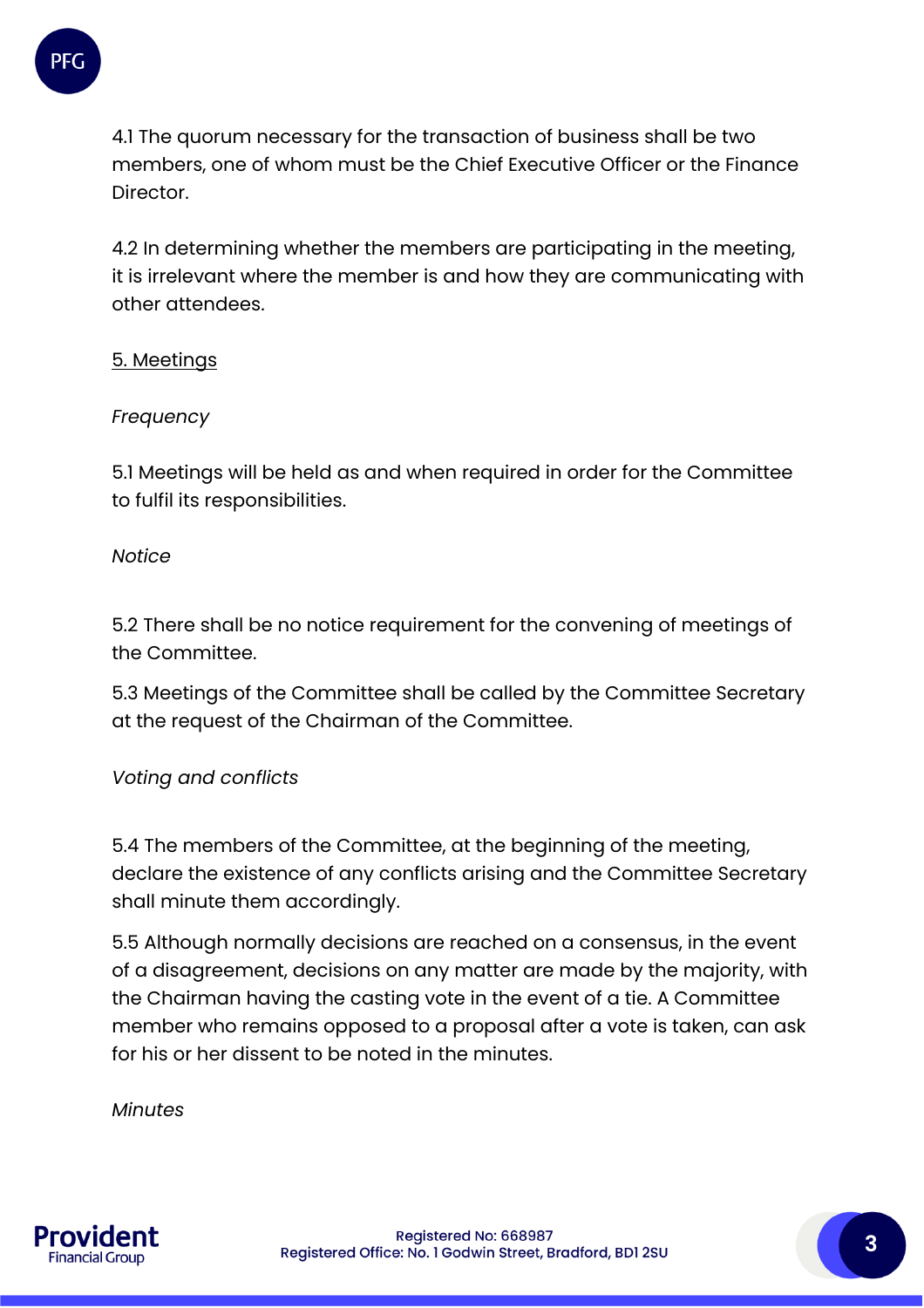4.1 The quorum necessary for the transaction of business shall be two members, one of whom must be the Chief Executive Officer or the Finance Director.

4.2 In determining whether the members are participating in the meeting, it is irrelevant where the member is and how they are communicating with other attendees.

## 5. Meetings

*Frequency*

5.1 Meetings will be held as and when required in order for the Committee to fulfil its responsibilities.

*Notice*

5.2 There shall be no notice requirement for the convening of meetings of the Committee.

5.3 Meetings of the Committee shall be called by the Committee Secretary at the request of the Chairman of the Committee.

*Voting and conflicts*

5.4 The members of the Committee, at the beginning of the meeting, declare the existence of any conflicts arising and the Committee Secretary shall minute them accordingly.

5.5 Although normally decisions are reached on a consensus, in the event of a disagreement, decisions on any matter are made by the majority, with the Chairman having the casting vote in the event of a tie. A Committee member who remains opposed to a proposal after a vote is taken, can ask for his or her dissent to be noted in the minutes.

*Minutes*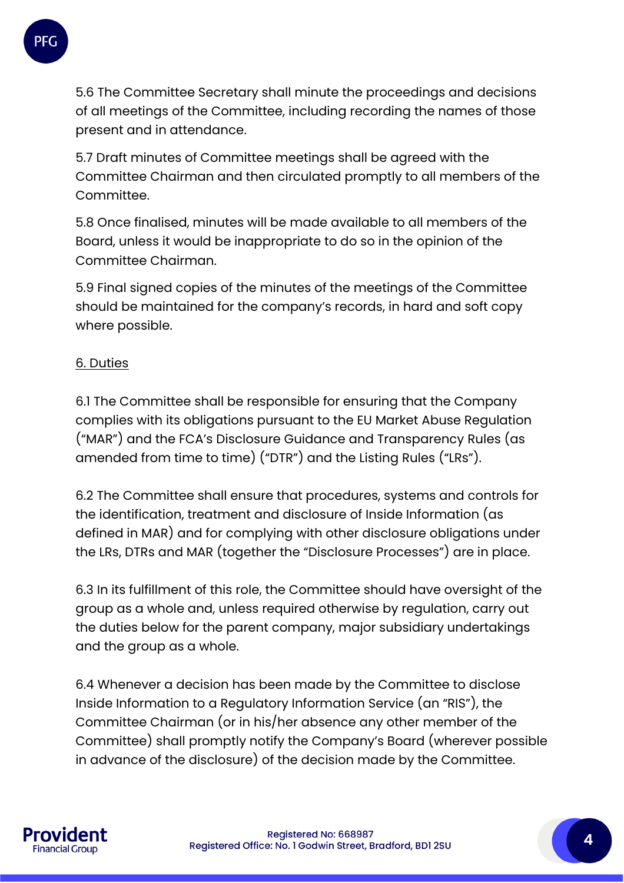5.6 The Committee Secretary shall minute the proceedings and decisions of all meetings of the Committee, including recording the names of those present and in attendance.

5.7 Draft minutes of Committee meetings shall be agreed with the Committee Chairman and then circulated promptly to all members of the Committee.

5.8 Once finalised, minutes will be made available to all members of the Board, unless it would be inappropriate to do so in the opinion of the Committee Chairman.

5.9 Final signed copies of the minutes of the meetings of the Committee should be maintained for the company's records, in hard and soft copy where possible.

## 6. Duties

6.1 The Committee shall be responsible for ensuring that the Company complies with its obligations pursuant to the EU Market Abuse Regulation ("MAR") and the FCA's Disclosure Guidance and Transparency Rules (as amended from time to time) ("DTR") and the Listing Rules ("LRs").

6.2 The Committee shall ensure that procedures, systems and controls for the identification, treatment and disclosure of Inside Information (as defined in MAR) and for complying with other disclosure obligations under the LRs, DTRs and MAR (together the "Disclosure Processes") are in place.

6.3 In its fulfillment of this role, the Committee should have oversight of the group as a whole and, unless required otherwise by regulation, carry out the duties below for the parent company, major subsidiary undertakings and the group as a whole.

6.4 Whenever a decision has been made by the Committee to disclose Inside Information to a Regulatory Information Service (an "RIS"), the Committee Chairman (or in his/her absence any other member of the Committee) shall promptly notify the Company's Board (wherever possible in advance of the disclosure) of the decision made by the Committee.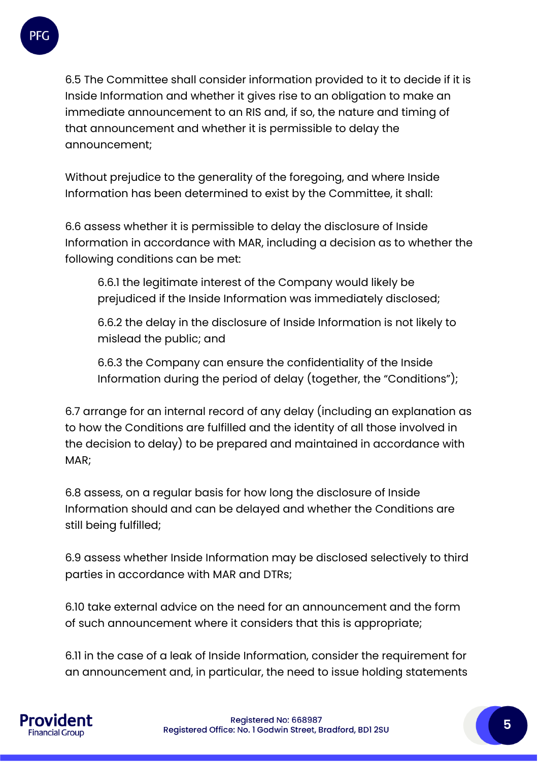6.5 The Committee shall consider information provided to it to decide if it is Inside Information and whether it gives rise to an obligation to make an immediate announcement to an RIS and, if so, the nature and timing of that announcement and whether it is permissible to delay the announcement;

Without prejudice to the generality of the foregoing, and where Inside Information has been determined to exist by the Committee, it shall:

6.6 assess whether it is permissible to delay the disclosure of Inside Information in accordance with MAR, including a decision as to whether the following conditions can be met:

> 6.6.1 the legitimate interest of the Company would likely be prejudiced if the Inside Information was immediately disclosed;
>
> 6.6.2 the delay in the disclosure of Inside Information is not likely to mislead the public; and
>
> 6.6.3 the Company can ensure the confidentiality of the Inside Information during the period of delay (together, the "Conditions");

6.7 arrange for an internal record of any delay (including an explanation as to how the Conditions are fulfilled and the identity of all those involved in the decision to delay) to be prepared and maintained in accordance with MAR;

6.8 assess, on a regular basis for how long the disclosure of Inside Information should and can be delayed and whether the Conditions are still being fulfilled;

6.9 assess whether Inside Information may be disclosed selectively to third parties in accordance with MAR and DTRs;

6.10 take external advice on the need for an announcement and the form of such announcement where it considers that this is appropriate;

6.11 in the case of a leak of Inside Information, consider the requirement for an announcement and, in particular, the need to issue holding statements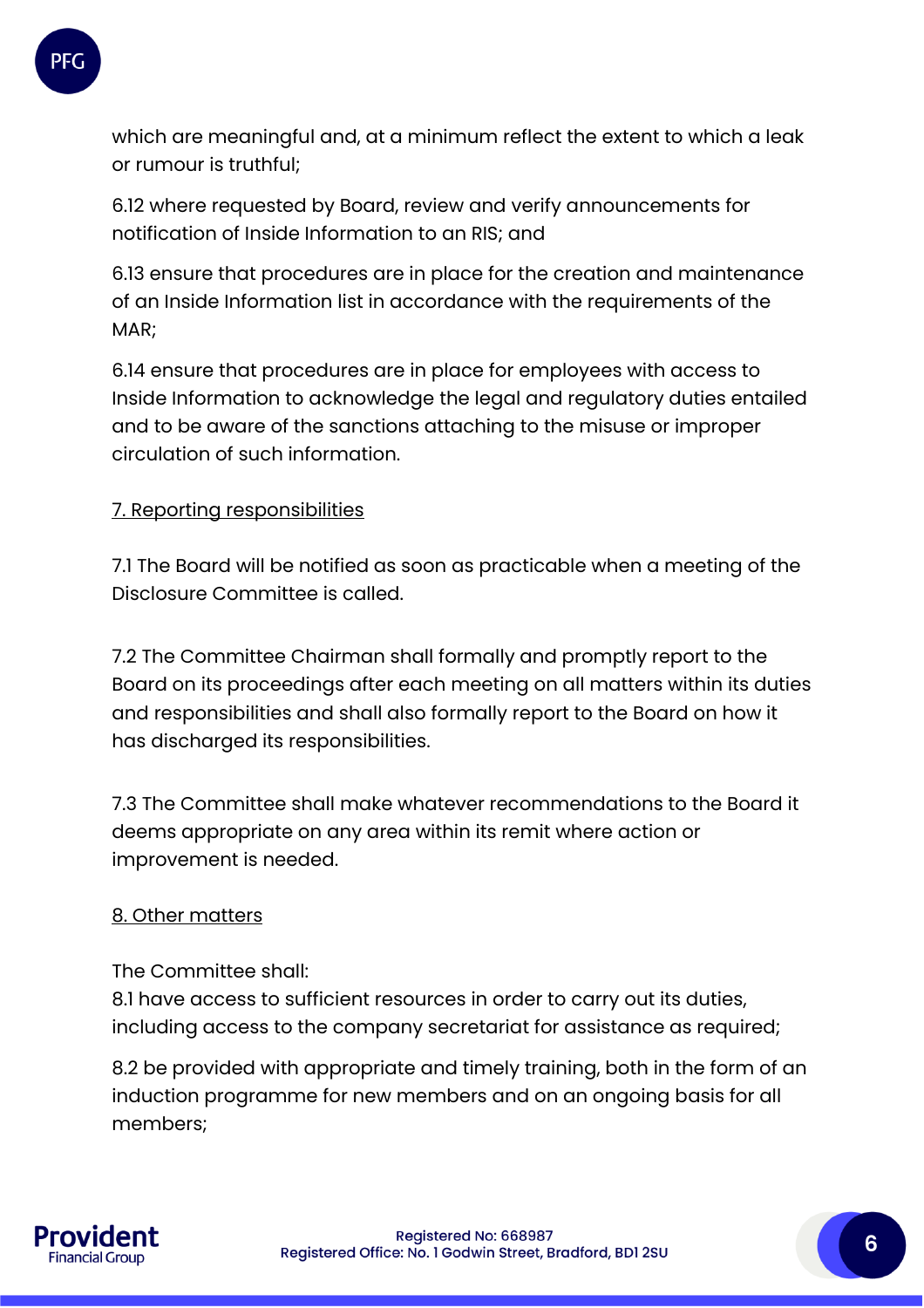which are meaningful and, at a minimum reflect the extent to which a leak or rumour is truthful;

6.12 where requested by Board, review and verify announcements for notification of Inside Information to an RIS; and

6.13 ensure that procedures are in place for the creation and maintenance of an Inside Information list in accordance with the requirements of the MAR;

6.14 ensure that procedures are in place for employees with access to Inside Information to acknowledge the legal and regulatory duties entailed and to be aware of the sanctions attaching to the misuse or improper circulation of such information.

## 7. Reporting responsibilities

7.1 The Board will be notified as soon as practicable when a meeting of the Disclosure Committee is called.

7.2 The Committee Chairman shall formally and promptly report to the Board on its proceedings after each meeting on all matters within its duties and responsibilities and shall also formally report to the Board on how it has discharged its responsibilities.

7.3 The Committee shall make whatever recommendations to the Board it deems appropriate on any area within its remit where action or improvement is needed.

## 8. Other matters

The Committee shall:

8.1 have access to sufficient resources in order to carry out its duties, including access to the company secretariat for assistance as required;

8.2 be provided with appropriate and timely training, both in the form of an induction programme for new members and on an ongoing basis for all members;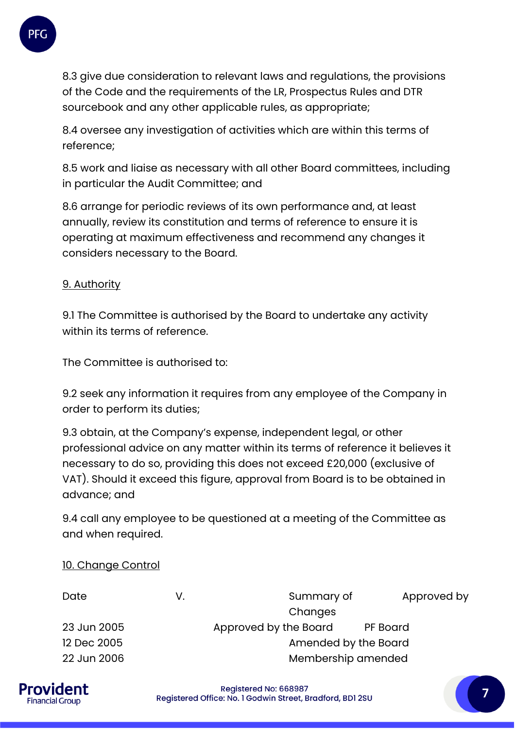8.3 give due consideration to relevant laws and regulations, the provisions of the Code and the requirements of the LR, Prospectus Rules and DTR sourcebook and any other applicable rules, as appropriate;

8.4 oversee any investigation of activities which are within this terms of reference;

8.5 work and liaise as necessary with all other Board committees, including in particular the Audit Committee; and

8.6 arrange for periodic reviews of its own performance and, at least annually, review its constitution and terms of reference to ensure it is operating at maximum effectiveness and recommend any changes it considers necessary to the Board.

## 9. Authority

9.1 The Committee is authorised by the Board to undertake any activity within its terms of reference.

The Committee is authorised to:

9.2 seek any information it requires from any employee of the Company in order to perform its duties;

9.3 obtain, at the Company's expense, independent legal, or other professional advice on any matter within its terms of reference it believes it necessary to do so, providing this does not exceed £20,000 (exclusive of VAT). Should it exceed this figure, approval from Board is to be obtained in advance; and

9.4 call any employee to be questioned at a meeting of the Committee as and when required.

## 10. Change Control

| Date | V. | Summary of Changes | Approved by |
|---|---|---|---|
| 23 Jun 2005 | | Approved by the Board | PF Board |
| 12 Dec 2005 | | Amended by the Board | |
| 22 Jun 2006 | | Membership amended | |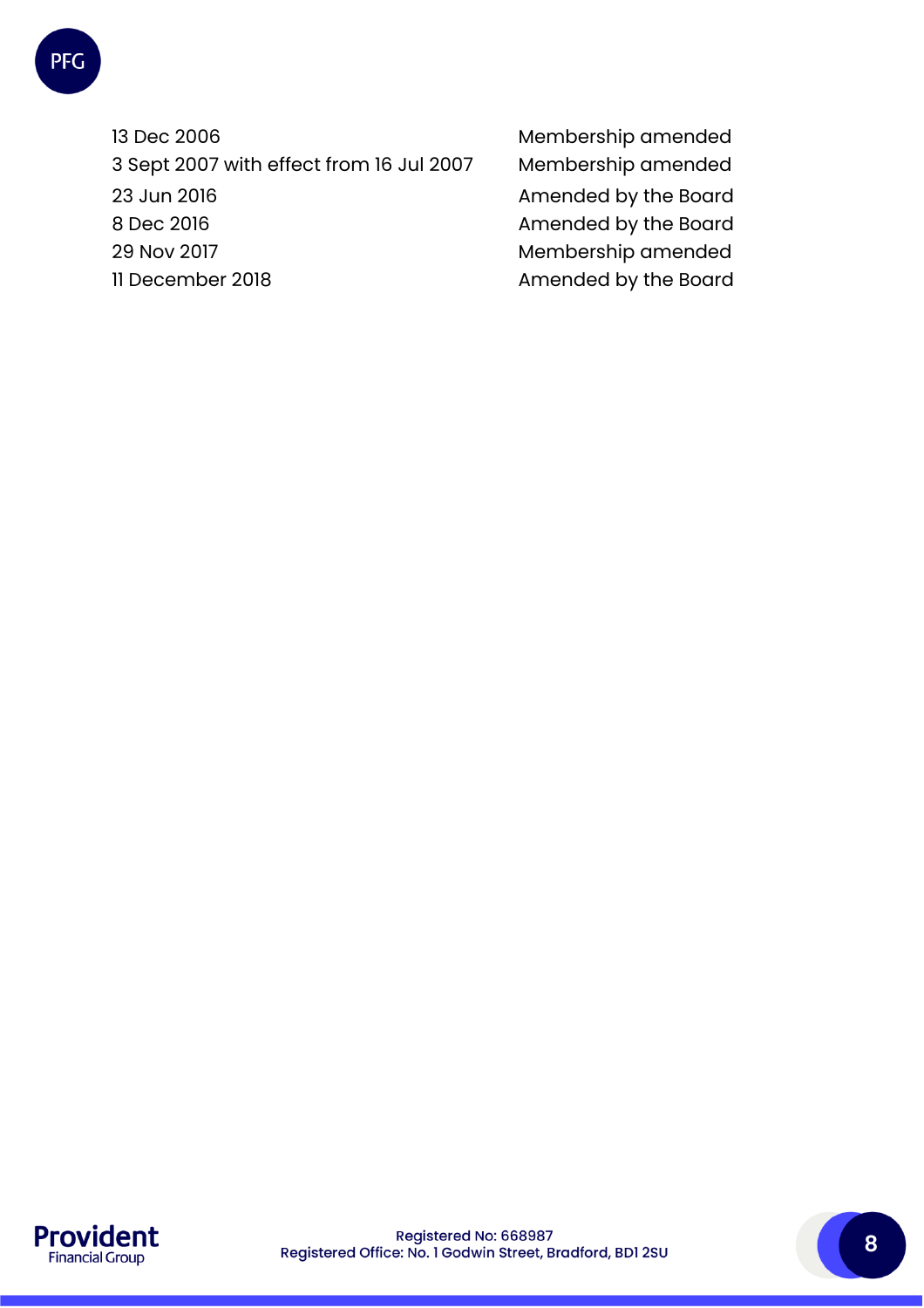| | |
|---|---|
| 13 Dec 2006 | Membership amended |
| 3 Sept 2007 with effect from 16 Jul 2007 | Membership amended |
| 23 Jun 2016 | Amended by the Board |
| 8 Dec 2016 | Amended by the Board |
| 29 Nov 2017 | Membership amended |
| 11 December 2018 | Amended by the Board |